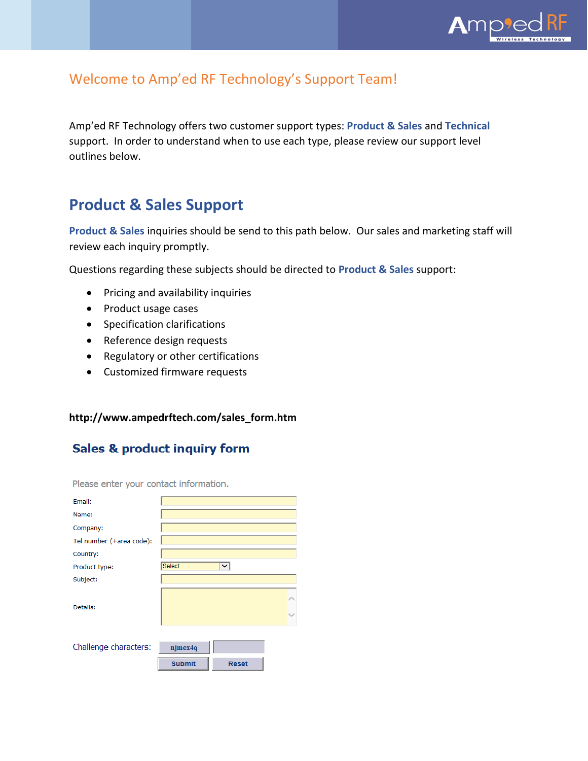## Welcome to Amp'ed RF Technology's Support Team!

Amp'ed RF Technology offers two customer support types: **Product & Sales** and **Technical** support. In order to understand when to use each type, please review our support level outlines below.

# Product & Sales Support

**Product & Sales** inquiries should be send to this path below. Our sales and marketing staff will review each inquiry promptly.

Questions regarding these subjects should be directed to **Product & Sales** support:

- Pricing and availability inquiries
- Product usage cases
- Specification clarifications
- Reference design requests
- Regulatory or other certifications
- Customized firmware requests

**http://www.ampedrftech.com/sales_form.htm**

## Sales & product inquiry form

Please enter your contact information.

| | |
|---|---|
| Email: | |
| Name: | |
| Company: | |
| Tel number (+area code): | |
| Country: | |
| Product type: | Select |
| Subject: | |
| Details: | |

Challenge characters: njmex4q

Submit | Reset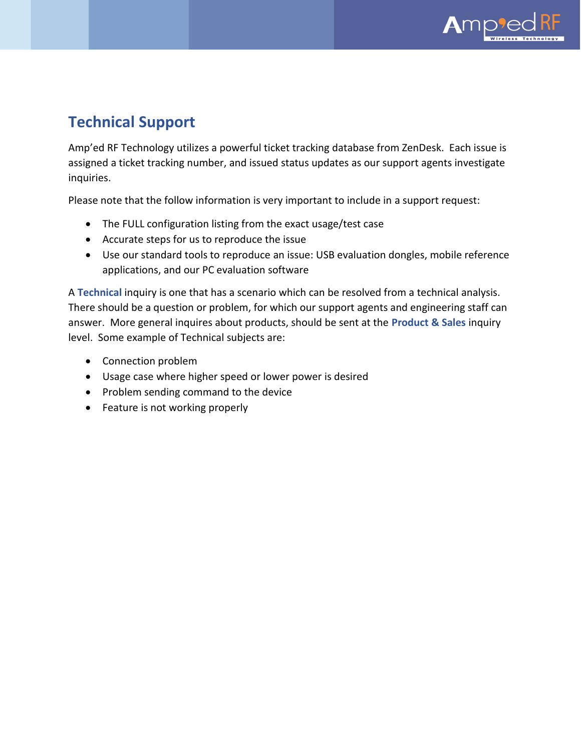## Technical Support

Amp'ed RF Technology utilizes a powerful ticket tracking database from ZenDesk. Each issue is assigned a ticket tracking number, and issued status updates as our support agents investigate inquiries.

Please note that the follow information is very important to include in a support request:

- The FULL configuration listing from the exact usage/test case
- Accurate steps for us to reproduce the issue
- Use our standard tools to reproduce an issue: USB evaluation dongles, mobile reference applications, and our PC evaluation software

A **Technical** inquiry is one that has a scenario which can be resolved from a technical analysis. There should be a question or problem, for which our support agents and engineering staff can answer. More general inquires about products, should be sent at the **Product & Sales** inquiry level. Some example of Technical subjects are:

- Connection problem
- Usage case where higher speed or lower power is desired
- Problem sending command to the device
- Feature is not working properly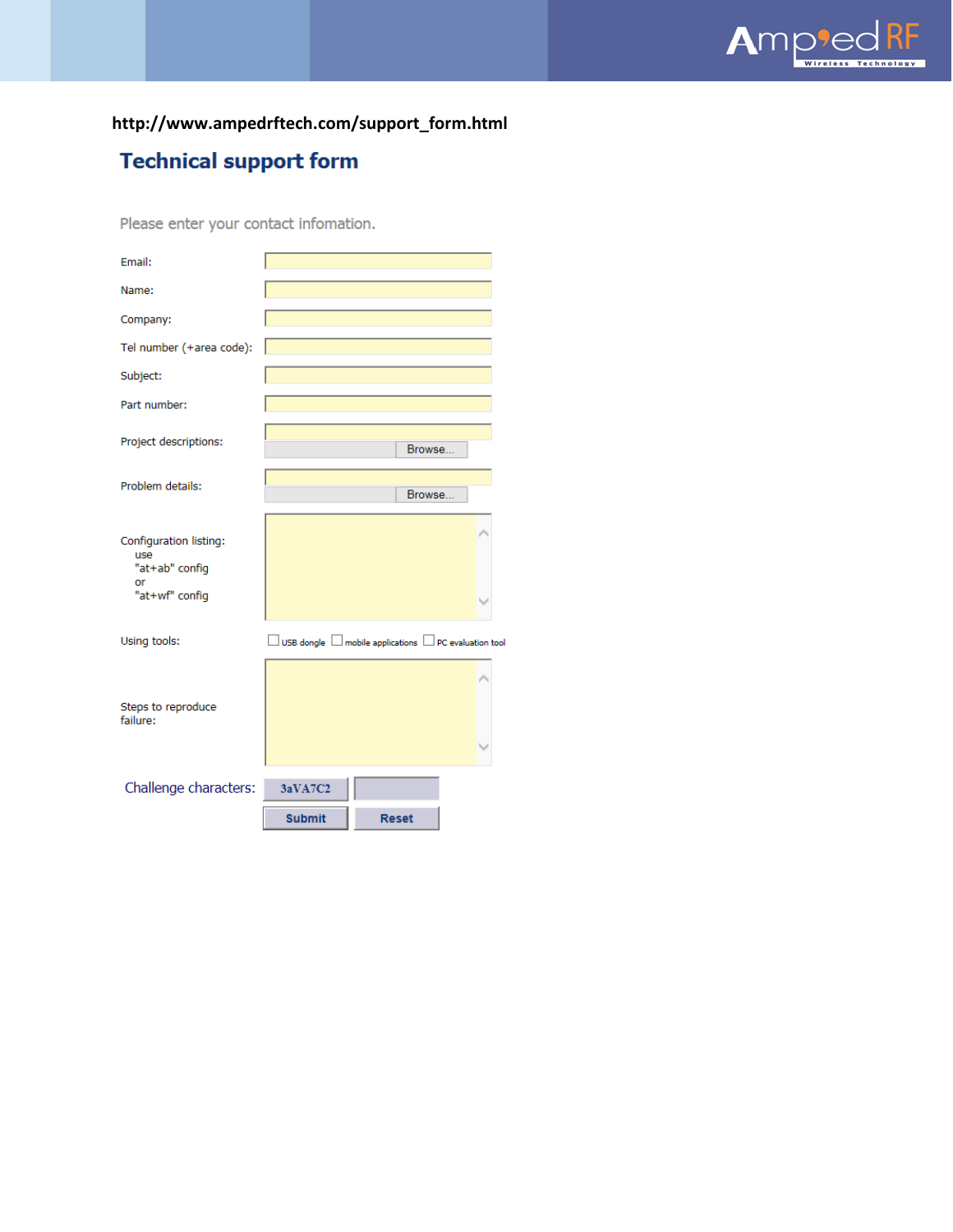**http://www.ampedrftech.com/support_form.html**

## Technical support form

Please enter your contact infomation.

Email:

Name:

Company:

Tel number (+area code):

Subject:

Part number:

Project descriptions:

Browse...

Problem details:

Browse...

Configuration listing:
use
"at+ab" config
or
"at+wf" config

Using tools: USB dongle, mobile applications, PC evaluation tool

Steps to reproduce failure:

Challenge characters: 3aVA7C2

Submit | Reset